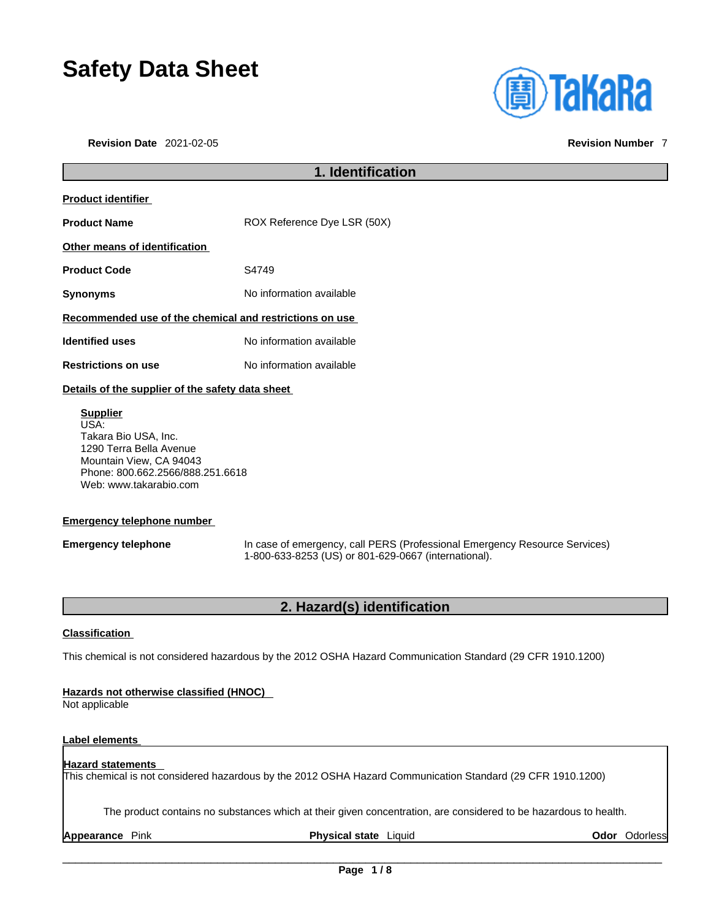# Safety Data Sheet

**Revision Date** 2021-02-05 **Revision Number** 7

## 1. Identification

**Product identifier**

| | |
|---|---|
| **Product Name** | ROX Reference Dye LSR (50X) |

**Other means of identification**

| | |
|---|---|
| **Product Code** | S4749 |
| **Synonyms** | No information available |

**Recommended use of the chemical and restrictions on use**

| | |
|---|---|
| **Identified uses** | No information available |
| **Restrictions on use** | No information available |

**Details of the supplier of the safety data sheet**

**Supplier**
USA:
Takara Bio USA, Inc.
1290 Terra Bella Avenue
Mountain View, CA 94043
Phone: 800.662.2566/888.251.6618
Web: www.takarabio.com

**Emergency telephone number**

| | |
|---|---|
| **Emergency telephone** | In case of emergency, call PERS (Professional Emergency Resource Services) 1-800-633-8253 (US) or 801-629-0667 (international). |

## 2. Hazard(s) identification

**Classification**

This chemical is not considered hazardous by the 2012 OSHA Hazard Communication Standard (29 CFR 1910.1200)

**Hazards not otherwise classified (HNOC)**
Not applicable

**Label elements**

**Hazard statements**
This chemical is not considered hazardous by the 2012 OSHA Hazard Communication Standard (29 CFR 1910.1200)

The product contains no substances which at their given concentration, are considered to be hazardous to health.

**Appearance** Pink **Physical state** Liquid **Odor** Odorless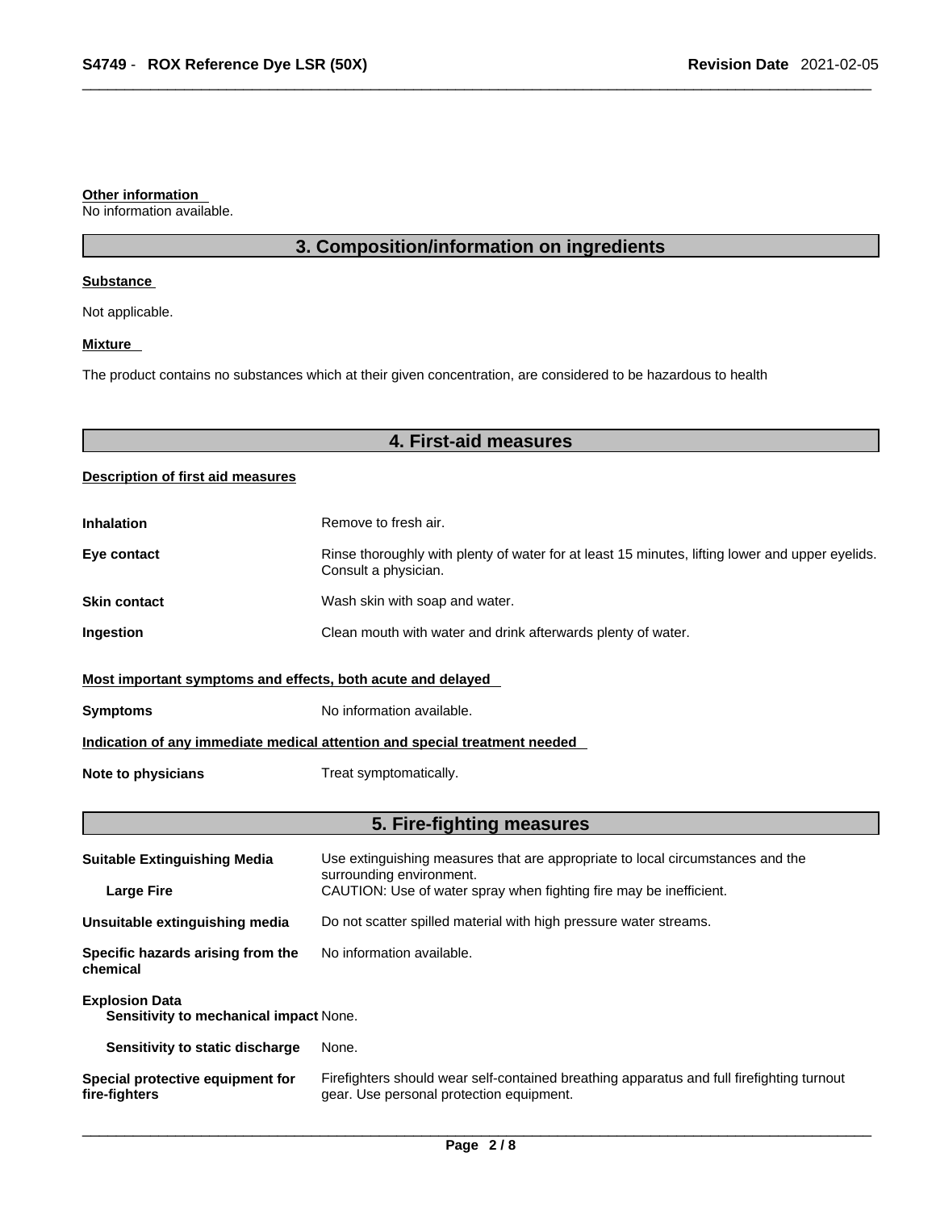**Other information**
No information available.

## 3. Composition/information on ingredients

**Substance**

Not applicable.

**Mixture**

The product contains no substances which at their given concentration, are considered to be hazardous to health

## 4. First-aid measures

**Description of first aid measures**

| | |
|---|---|
| **Inhalation** | Remove to fresh air. |
| **Eye contact** | Rinse thoroughly with plenty of water for at least 15 minutes, lifting lower and upper eyelids. Consult a physician. |
| **Skin contact** | Wash skin with soap and water. |
| **Ingestion** | Clean mouth with water and drink afterwards plenty of water. |

**Most important symptoms and effects, both acute and delayed**

| | |
|---|---|
| **Symptoms** | No information available. |

**Indication of any immediate medical attention and special treatment needed**

| | |
|---|---|
| **Note to physicians** | Treat symptomatically. |

## 5. Fire-fighting measures

| | |
|---|---|
| **Suitable Extinguishing Media** | Use extinguishing measures that are appropriate to local circumstances and the surrounding environment. |
| **Large Fire** | CAUTION: Use of water spray when fighting fire may be inefficient. |
| **Unsuitable extinguishing media** | Do not scatter spilled material with high pressure water streams. |
| **Specific hazards arising from the chemical** | No information available. |
| **Explosion Data** | |
| **Sensitivity to mechanical impact** | None. |
| **Sensitivity to static discharge** | None. |
| **Special protective equipment for fire-fighters** | Firefighters should wear self-contained breathing apparatus and full firefighting turnout gear. Use personal protection equipment. |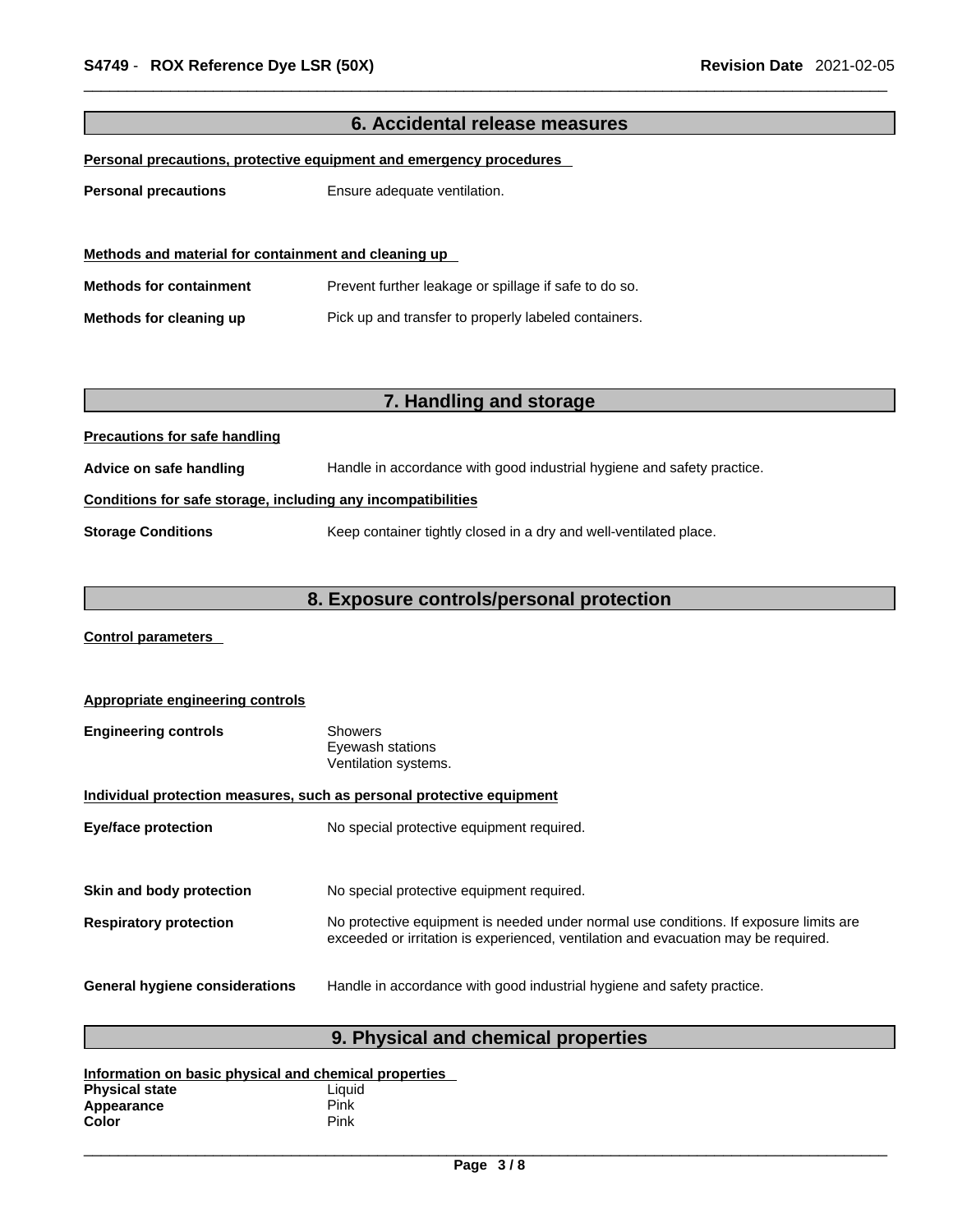## 6. Accidental release measures

**Personal precautions, protective equipment and emergency procedures**

**Personal precautions** Ensure adequate ventilation.

**Methods and material for containment and cleaning up**

**Methods for containment** Prevent further leakage or spillage if safe to do so.

**Methods for cleaning up** Pick up and transfer to properly labeled containers.

## 7. Handling and storage

**Precautions for safe handling**

**Advice on safe handling** Handle in accordance with good industrial hygiene and safety practice.

**Conditions for safe storage, including any incompatibilities**

**Storage Conditions** Keep container tightly closed in a dry and well-ventilated place.

## 8. Exposure controls/personal protection

**Control parameters**

**Appropriate engineering controls**

**Engineering controls** Showers
Eyewash stations
Ventilation systems.

**Individual protection measures, such as personal protective equipment**

**Eye/face protection** No special protective equipment required.

**Skin and body protection** No special protective equipment required.

**Respiratory protection** No protective equipment is needed under normal use conditions. If exposure limits are exceeded or irritation is experienced, ventilation and evacuation may be required.

**General hygiene considerations** Handle in accordance with good industrial hygiene and safety practice.

## 9. Physical and chemical properties

**Information on basic physical and chemical properties**

**Physical state** Liquid
**Appearance** Pink
**Color** Pink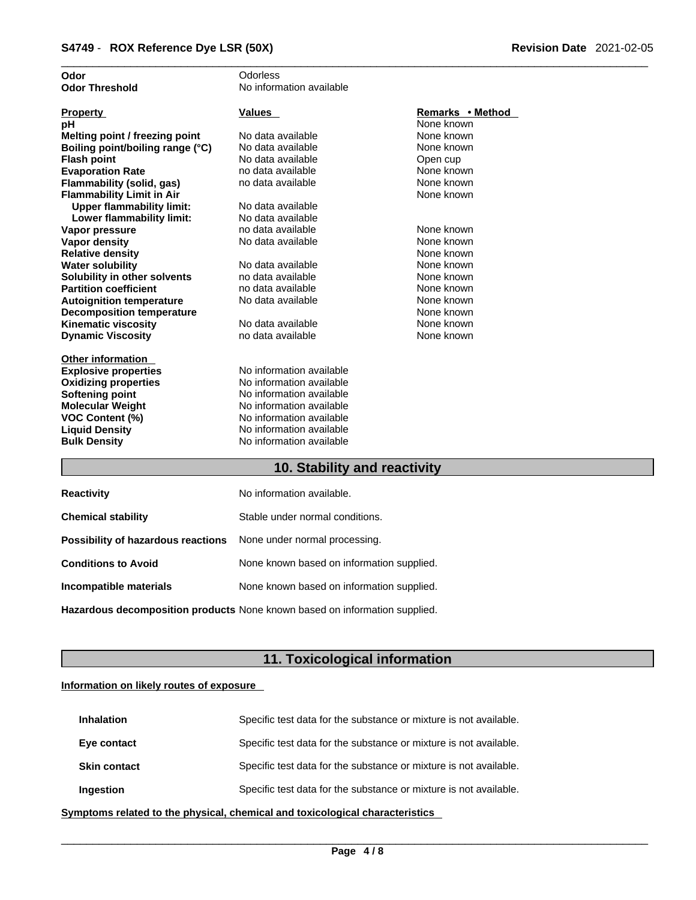| | |
|---|---|
| **Odor** | Odorless |
| **Odor Threshold** | No information available |

| Property | Values | Remarks • Method |
|---|---|---|
| **pH** | | None known |
| **Melting point / freezing point** | No data available | None known |
| **Boiling point/boiling range (°C)** | No data available | None known |
| **Flash point** | No data available | Open cup |
| **Evaporation Rate** | no data available | None known |
| **Flammability (solid, gas)** | no data available | None known |
| **Flammability Limit in Air** | | None known |
| **Upper flammability limit:** | No data available | |
| **Lower flammability limit:** | No data available | |
| **Vapor pressure** | no data available | None known |
| **Vapor density** | No data available | None known |
| **Relative density** | | None known |
| **Water solubility** | No data available | None known |
| **Solubility in other solvents** | no data available | None known |
| **Partition coefficient** | no data available | None known |
| **Autoignition temperature** | No data available | None known |
| **Decomposition temperature** | | None known |
| **Kinematic viscosity** | No data available | None known |
| **Dynamic Viscosity** | no data available | None known |

**Other information**

| | |
|---|---|
| **Explosive properties** | No information available |
| **Oxidizing properties** | No information available |
| **Softening point** | No information available |
| **Molecular Weight** | No information available |
| **VOC Content (%)** | No information available |
| **Liquid Density** | No information available |
| **Bulk Density** | No information available |

## 10. Stability and reactivity

| | |
|---|---|
| **Reactivity** | No information available. |
| **Chemical stability** | Stable under normal conditions. |
| **Possibility of hazardous reactions** | None under normal processing. |
| **Conditions to Avoid** | None known based on information supplied. |
| **Incompatible materials** | None known based on information supplied. |
| **Hazardous decomposition products** | None known based on information supplied. |

## 11. Toxicological information

**Information on likely routes of exposure**

| | |
|---|---|
| **Inhalation** | Specific test data for the substance or mixture is not available. |
| **Eye contact** | Specific test data for the substance or mixture is not available. |
| **Skin contact** | Specific test data for the substance or mixture is not available. |
| **Ingestion** | Specific test data for the substance or mixture is not available. |

**Symptoms related to the physical, chemical and toxicological characteristics**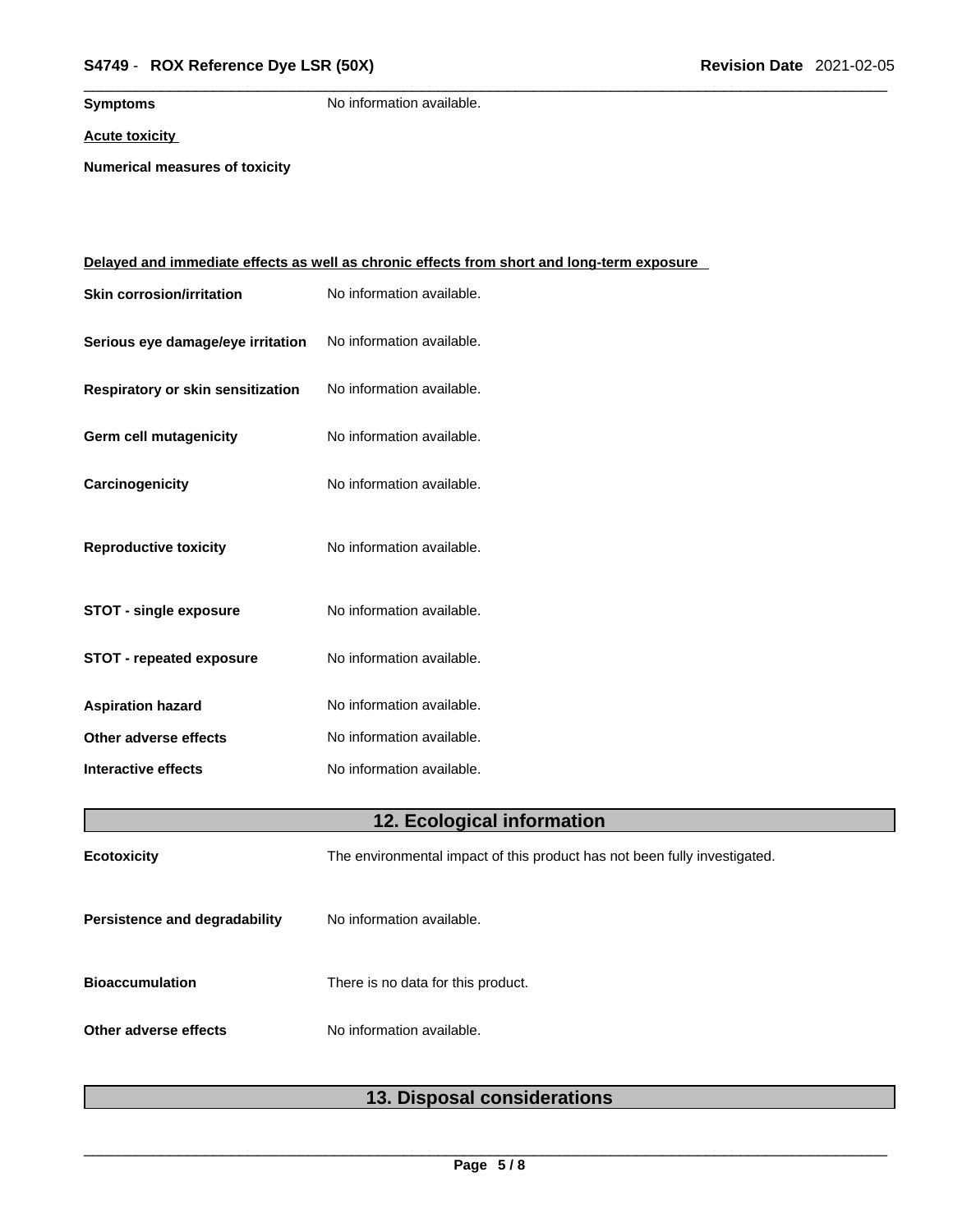**Symptoms** No information available.

**Acute toxicity**

**Numerical measures of toxicity**

**Delayed and immediate effects as well as chronic effects from short and long-term exposure**

| | |
|---|---|
| **Skin corrosion/irritation** | No information available. |
| **Serious eye damage/eye irritation** | No information available. |
| **Respiratory or skin sensitization** | No information available. |
| **Germ cell mutagenicity** | No information available. |
| **Carcinogenicity** | No information available. |
| **Reproductive toxicity** | No information available. |
| **STOT - single exposure** | No information available. |
| **STOT - repeated exposure** | No information available. |
| **Aspiration hazard** | No information available. |
| **Other adverse effects** | No information available. |
| **Interactive effects** | No information available. |

## 12. Ecological information

| | |
|---|---|
| **Ecotoxicity** | The environmental impact of this product has not been fully investigated. |
| **Persistence and degradability** | No information available. |
| **Bioaccumulation** | There is no data for this product. |
| **Other adverse effects** | No information available. |

## 13. Disposal considerations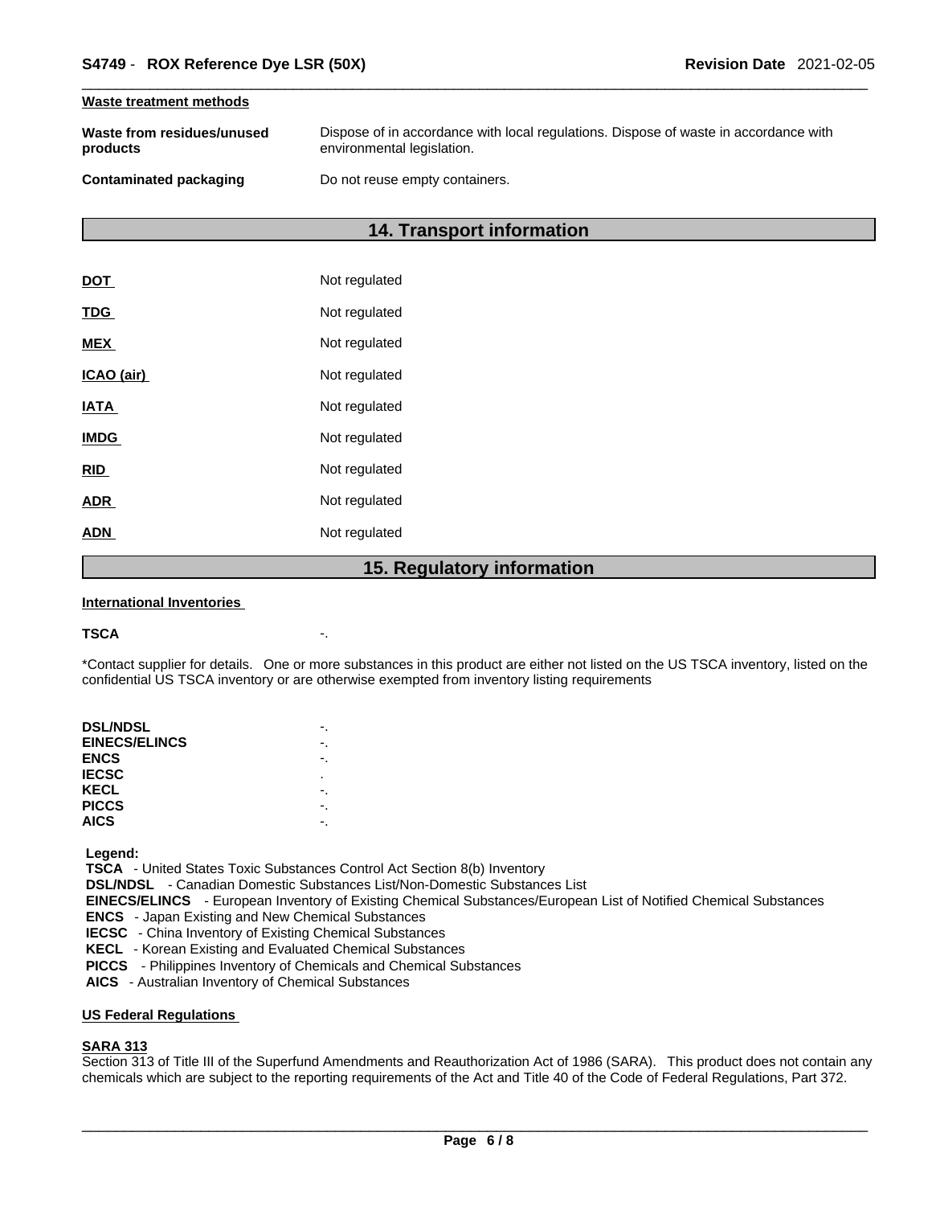#### Waste treatment methods

| | |
|---|---|
| **Waste from residues/unused products** | Dispose of in accordance with local regulations. Dispose of waste in accordance with environmental legislation. |
| **Contaminated packaging** | Do not reuse empty containers. |

## 14. Transport information

| | |
|---|---|
| **DOT** | Not regulated |
| **TDG** | Not regulated |
| **MEX** | Not regulated |
| **ICAO (air)** | Not regulated |
| **IATA** | Not regulated |
| **IMDG** | Not regulated |
| **RID** | Not regulated |
| **ADR** | Not regulated |
| **ADN** | Not regulated |

## 15. Regulatory information

#### International Inventories

**TSCA** -.

*Contact supplier for details. One or more substances in this product are either not listed on the US TSCA inventory, listed on the confidential US TSCA inventory or are otherwise exempted from inventory listing requirements

| | |
|---|---|
| **DSL/NDSL** | -. |
| **EINECS/ELINCS** | -. |
| **ENCS** | -. |
| **IECSC** | . |
| **KECL** | -. |
| **PICCS** | -. |
| **AICS** | -. |

**Legend:**
**TSCA** - United States Toxic Substances Control Act Section 8(b) Inventory
**DSL/NDSL** - Canadian Domestic Substances List/Non-Domestic Substances List
**EINECS/ELINCS** - European Inventory of Existing Chemical Substances/European List of Notified Chemical Substances
**ENCS** - Japan Existing and New Chemical Substances
**IECSC** - China Inventory of Existing Chemical Substances
**KECL** - Korean Existing and Evaluated Chemical Substances
**PICCS** - Philippines Inventory of Chemicals and Chemical Substances
**AICS** - Australian Inventory of Chemical Substances

#### US Federal Regulations

**SARA 313**
Section 313 of Title III of the Superfund Amendments and Reauthorization Act of 1986 (SARA). This product does not contain any chemicals which are subject to the reporting requirements of the Act and Title 40 of the Code of Federal Regulations, Part 372.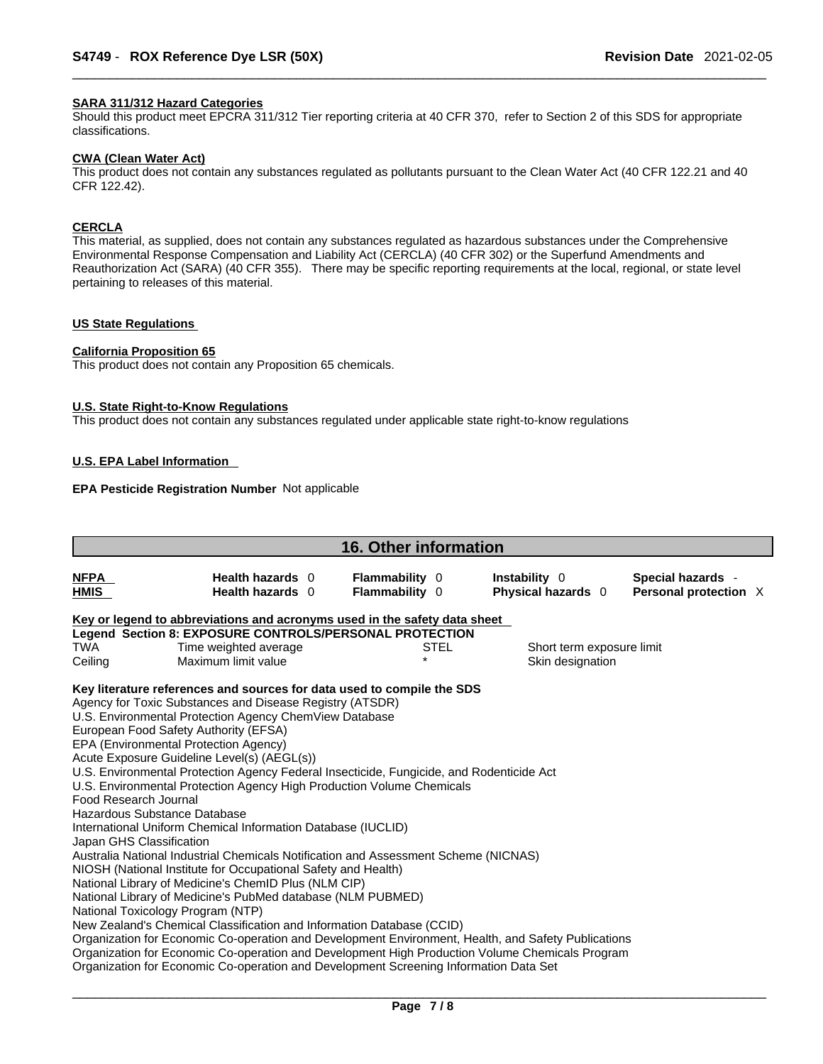#### SARA 311/312 Hazard Categories

Should this product meet EPCRA 311/312 Tier reporting criteria at 40 CFR 370, refer to Section 2 of this SDS for appropriate classifications.

#### CWA (Clean Water Act)

This product does not contain any substances regulated as pollutants pursuant to the Clean Water Act (40 CFR 122.21 and 40 CFR 122.42).

#### CERCLA

This material, as supplied, does not contain any substances regulated as hazardous substances under the Comprehensive Environmental Response Compensation and Liability Act (CERCLA) (40 CFR 302) or the Superfund Amendments and Reauthorization Act (SARA) (40 CFR 355). There may be specific reporting requirements at the local, regional, or state level pertaining to releases of this material.

#### US State Regulations

#### California Proposition 65

This product does not contain any Proposition 65 chemicals.

#### U.S. State Right-to-Know Regulations

This product does not contain any substances regulated under applicable state right-to-know regulations

#### U.S. EPA Label Information

**EPA Pesticide Registration Number** Not applicable

## 16. Other information

| | | | | |
|---|---|---|---|---|
| **NFPA** | **Health hazards** 0 | **Flammability** 0 | **Instability** 0 | **Special hazards** - |
| **HMIS** | **Health hazards** 0 | **Flammability** 0 | **Physical hazards** 0 | **Personal protection** X |

**Key or legend to abbreviations and acronyms used in the safety data sheet**

**Legend Section 8: EXPOSURE CONTROLS/PERSONAL PROTECTION**

| | | | |
|---|---|---|---|
| TWA | Time weighted average | STEL | Short term exposure limit |
| Ceiling | Maximum limit value | * | Skin designation |

**Key literature references and sources for data used to compile the SDS**

Agency for Toxic Substances and Disease Registry (ATSDR)
U.S. Environmental Protection Agency ChemView Database
European Food Safety Authority (EFSA)
EPA (Environmental Protection Agency)
Acute Exposure Guideline Level(s) (AEGL(s))
U.S. Environmental Protection Agency Federal Insecticide, Fungicide, and Rodenticide Act
U.S. Environmental Protection Agency High Production Volume Chemicals
Food Research Journal
Hazardous Substance Database
International Uniform Chemical Information Database (IUCLID)
Japan GHS Classification
Australia National Industrial Chemicals Notification and Assessment Scheme (NICNAS)
NIOSH (National Institute for Occupational Safety and Health)
National Library of Medicine's ChemID Plus (NLM CIP)
National Library of Medicine's PubMed database (NLM PUBMED)
National Toxicology Program (NTP)
New Zealand's Chemical Classification and Information Database (CCID)
Organization for Economic Co-operation and Development Environment, Health, and Safety Publications
Organization for Economic Co-operation and Development High Production Volume Chemicals Program
Organization for Economic Co-operation and Development Screening Information Data Set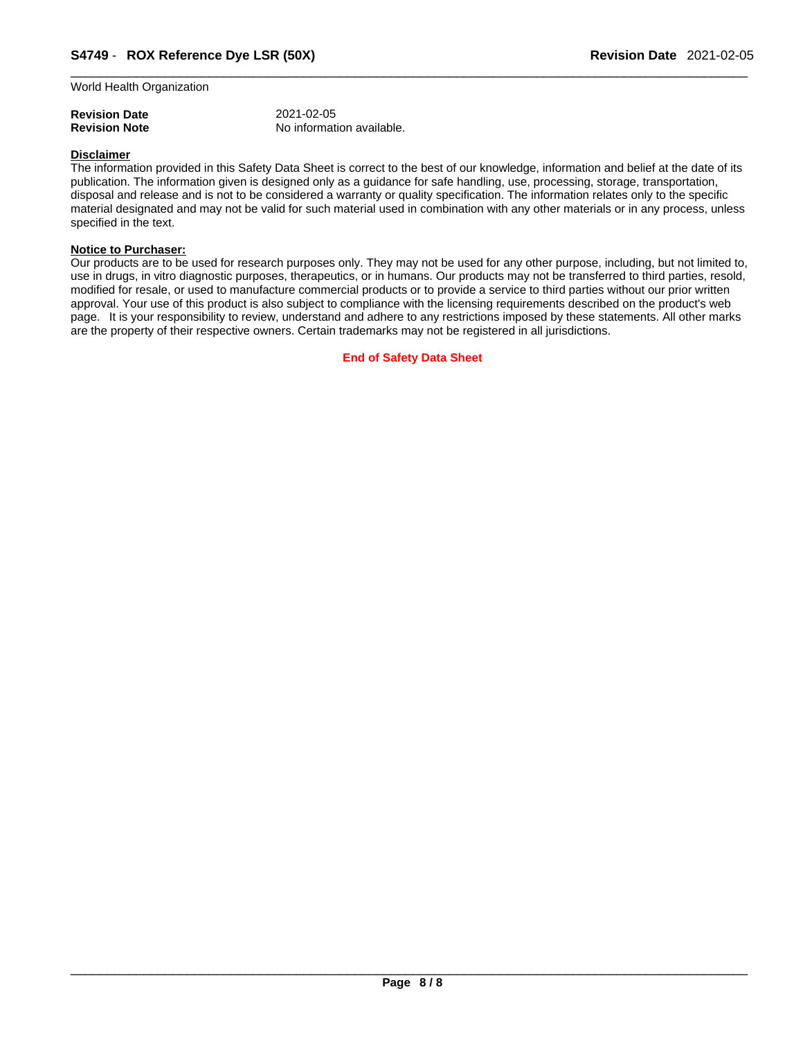World Health Organization

| | |
|---|---|
| **Revision Date** | 2021-02-05 |
| **Revision Note** | No information available. |

**Disclaimer**

The information provided in this Safety Data Sheet is correct to the best of our knowledge, information and belief at the date of its publication. The information given is designed only as a guidance for safe handling, use, processing, storage, transportation, disposal and release and is not to be considered a warranty or quality specification. The information relates only to the specific material designated and may not be valid for such material used in combination with any other materials or in any process, unless specified in the text.

**Notice to Purchaser:**

Our products are to be used for research purposes only. They may not be used for any other purpose, including, but not limited to, use in drugs, in vitro diagnostic purposes, therapeutics, or in humans. Our products may not be transferred to third parties, resold, modified for resale, or used to manufacture commercial products or to provide a service to third parties without our prior written approval. Your use of this product is also subject to compliance with the licensing requirements described on the product's web page. It is your responsibility to review, understand and adhere to any restrictions imposed by these statements. All other marks are the property of their respective owners. Certain trademarks may not be registered in all jurisdictions.

**End of Safety Data Sheet**